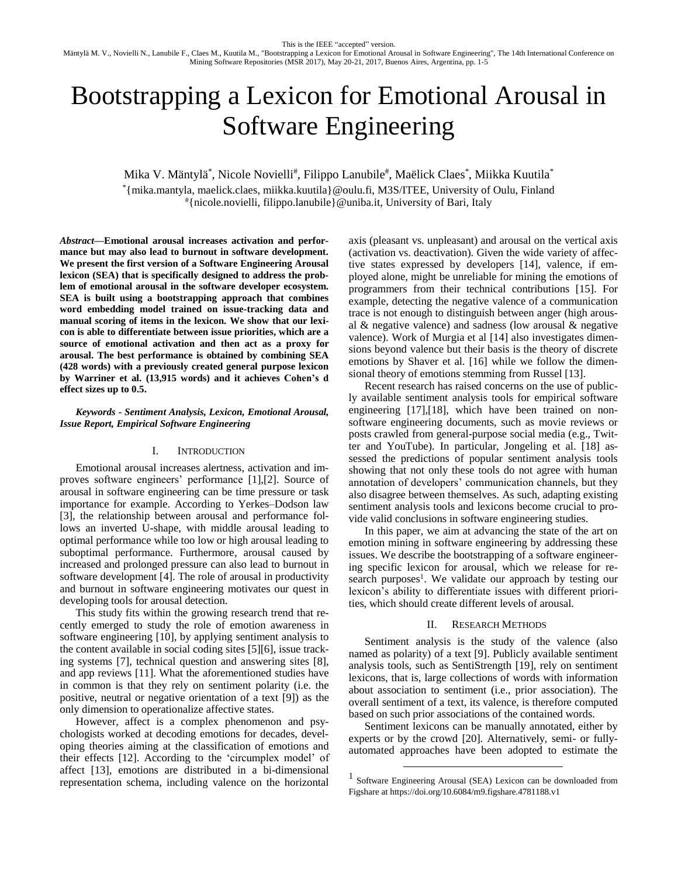This is the IEEE "accepted" version.
Mäntylä M. V., Novielli N., Lanubile F., Claes M., Kuutila M., "Bootstrapping a Lexicon for Emotional Arousal in Software Engineering", The 14th International Conference on Mining Software Repositories (MSR 2017), May 20-21, 2017, Buenos Aires, Argentina, pp. 1-5

# Bootstrapping a Lexicon for Emotional Arousal in Software Engineering

Mika V. Mäntylä[*], Nicole Novielli[#], Filippo Lanubile[#], Maëlick Claes[*], Miikka Kuutila[*]

[*]{mika.mantyla, maelick.claes, miikka.kuutila}@oulu.fi, M3S/ITEE, University of Oulu, Finland
[#]{nicole.novielli, filippo.lanubile}@uniba.it, University of Bari, Italy

***Abstract*—Emotional arousal increases activation and performance but may also lead to burnout in software development. We present the first version of a Software Engineering Arousal lexicon (SEA) that is specifically designed to address the problem of emotional arousal in the software developer ecosystem. SEA is built using a bootstrapping approach that combines word embedding model trained on issue-tracking data and manual scoring of items in the lexicon. We show that our lexicon is able to differentiate between issue priorities, which are a source of emotional activation and then act as a proxy for arousal. The best performance is obtained by combining SEA (428 words) with a previously created general purpose lexicon by Warriner et al. (13,915 words) and it achieves Cohen's d effect sizes up to 0.5.**

***Keywords - Sentiment Analysis, Lexicon, Emotional Arousal, Issue Report, Empirical Software Engineering***

## I. INTRODUCTION

Emotional arousal increases alertness, activation and improves software engineers' performance [1],[2]. Source of arousal in software engineering can be time pressure or task importance for example. According to Yerkes–Dodson law [3], the relationship between arousal and performance follows an inverted U-shape, with middle arousal leading to optimal performance while too low or high arousal leading to suboptimal performance. Furthermore, arousal caused by increased and prolonged pressure can also lead to burnout in software development [4]. The role of arousal in productivity and burnout in software engineering motivates our quest in developing tools for arousal detection.

This study fits within the growing research trend that recently emerged to study the role of emotion awareness in software engineering [10], by applying sentiment analysis to the content available in social coding sites [5][6], issue tracking systems [7], technical question and answering sites [8], and app reviews [11]. What the aforementioned studies have in common is that they rely on sentiment polarity (i.e. the positive, neutral or negative orientation of a text [9]) as the only dimension to operationalize affective states.

However, affect is a complex phenomenon and psychologists worked at decoding emotions for decades, developing theories aiming at the classification of emotions and their effects [12]. According to the 'circumplex model' of affect [13], emotions are distributed in a bi-dimensional representation schema, including valence on the horizontal axis (pleasant vs. unpleasant) and arousal on the vertical axis (activation vs. deactivation). Given the wide variety of affective states expressed by developers [14], valence, if employed alone, might be unreliable for mining the emotions of programmers from their technical contributions [15]. For example, detecting the negative valence of a communication trace is not enough to distinguish between anger (high arousal & negative valence) and sadness (low arousal & negative valence). Work of Murgia et al [14] also investigates dimensions beyond valence but their basis is the theory of discrete emotions by Shaver et al. [16] while we follow the dimensional theory of emotions stemming from Russel [13].

Recent research has raised concerns on the use of publicly available sentiment analysis tools for empirical software engineering [17],[18], which have been trained on non-software engineering documents, such as movie reviews or posts crawled from general-purpose social media (e.g., Twitter and YouTube). In particular, Jongeling et al. [18] assessed the predictions of popular sentiment analysis tools showing that not only these tools do not agree with human annotation of developers' communication channels, but they also disagree between themselves. As such, adapting existing sentiment analysis tools and lexicons become crucial to provide valid conclusions in software engineering studies.

In this paper, we aim at advancing the state of the art on emotion mining in software engineering by addressing these issues. We describe the bootstrapping of a software engineering specific lexicon for arousal, which we release for research purposes[1]. We validate our approach by testing our lexicon's ability to differentiate issues with different priorities, which should create different levels of arousal.

## II. RESEARCH METHODS

Sentiment analysis is the study of the valence (also named as polarity) of a text [9]. Publicly available sentiment analysis tools, such as SentiStrength [19], rely on sentiment lexicons, that is, large collections of words with information about association to sentiment (i.e., prior association). The overall sentiment of a text, its valence, is therefore computed based on such prior associations of the contained words.

Sentiment lexicons can be manually annotated, either by experts or by the crowd [20]. Alternatively, semi- or fully-automated approaches have been adopted to estimate the

[1] Software Engineering Arousal (SEA) Lexicon can be downloaded from Figshare at https://doi.org/10.6084/m9.figshare.4781188.v1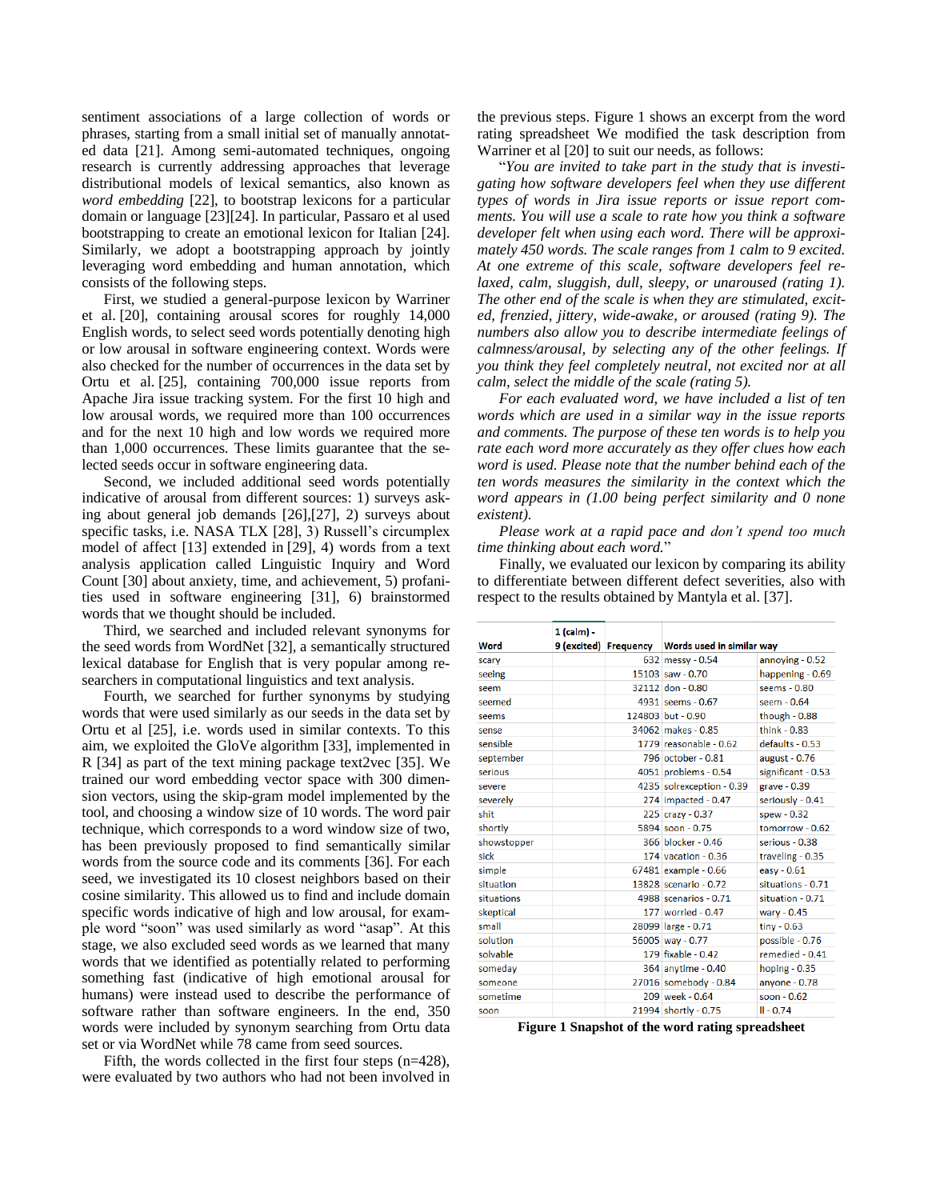sentiment associations of a large collection of words or phrases, starting from a small initial set of manually annotated data [21]. Among semi-automated techniques, ongoing research is currently addressing approaches that leverage distributional models of lexical semantics, also known as *word embedding* [22], to bootstrap lexicons for a particular domain or language [23][24]. In particular, Passaro et al used bootstrapping to create an emotional lexicon for Italian [24]. Similarly, we adopt a bootstrapping approach by jointly leveraging word embedding and human annotation, which consists of the following steps.

First, we studied a general-purpose lexicon by Warriner et al. [20], containing arousal scores for roughly 14,000 English words, to select seed words potentially denoting high or low arousal in software engineering context. Words were also checked for the number of occurrences in the data set by Ortu et al. [25], containing 700,000 issue reports from Apache Jira issue tracking system. For the first 10 high and low arousal words, we required more than 100 occurrences and for the next 10 high and low words we required more than 1,000 occurrences. These limits guarantee that the selected seeds occur in software engineering data.

Second, we included additional seed words potentially indicative of arousal from different sources: 1) surveys asking about general job demands [26],[27], 2) surveys about specific tasks, i.e. NASA TLX [28], 3) Russell's circumplex model of affect [13] extended in [29], 4) words from a text analysis application called Linguistic Inquiry and Word Count [30] about anxiety, time, and achievement, 5) profanities used in software engineering [31], 6) brainstormed words that we thought should be included.

Third, we searched and included relevant synonyms for the seed words from WordNet [32], a semantically structured lexical database for English that is very popular among researchers in computational linguistics and text analysis.

Fourth, we searched for further synonyms by studying words that were used similarly as our seeds in the data set by Ortu et al [25], i.e. words used in similar contexts. To this aim, we exploited the GloVe algorithm [33], implemented in R [34] as part of the text mining package text2vec [35]. We trained our word embedding vector space with 300 dimension vectors, using the skip-gram model implemented by the tool, and choosing a window size of 10 words. The word pair technique, which corresponds to a word window size of two, has been previously proposed to find semantically similar words from the source code and its comments [36]. For each seed, we investigated its 10 closest neighbors based on their cosine similarity. This allowed us to find and include domain specific words indicative of high and low arousal, for example word "soon" was used similarly as word "asap". At this stage, we also excluded seed words as we learned that many words that we identified as potentially related to performing something fast (indicative of high emotional arousal for humans) were instead used to describe the performance of software rather than software engineers. In the end, 350 words were included by synonym searching from Ortu data set or via WordNet while 78 came from seed sources.

Fifth, the words collected in the first four steps (n=428), were evaluated by two authors who had not been involved in the previous steps. Figure 1 shows an excerpt from the word rating spreadsheet We modified the task description from Warriner et al [20] to suit our needs, as follows:

"*You are invited to take part in the study that is investigating how software developers feel when they use different types of words in Jira issue reports or issue report comments. You will use a scale to rate how you think a software developer felt when using each word. There will be approximately 450 words. The scale ranges from 1 calm to 9 excited. At one extreme of this scale, software developers feel relaxed, calm, sluggish, dull, sleepy, or unaroused (rating 1). The other end of the scale is when they are stimulated, excited, frenzied, jittery, wide-awake, or aroused (rating 9). The numbers also allow you to describe intermediate feelings of calmness/arousal, by selecting any of the other feelings. If you think they feel completely neutral, not excited nor at all calm, select the middle of the scale (rating 5).*

*For each evaluated word, we have included a list of ten words which are used in a similar way in the issue reports and comments. The purpose of these ten words is to help you rate each word more accurately as they offer clues how each word is used. Please note that the number behind each of the ten words measures the similarity in the context which the word appears in (1.00 being perfect similarity and 0 none existent).*

*Please work at a rapid pace and don't spend too much time thinking about each word.*"

Finally, we evaluated our lexicon by comparing its ability to differentiate between different defect severities, also with respect to the results obtained by Mantyla et al. [37].

| Word | 1 (calm) - 9 (excited) | Frequency | Words used in similar way | |
|---|---|---|---|---|
| scary | | 632 | messy - 0.54 | annoying - 0.52 |
| seeing | | 15103 | saw - 0.70 | happening - 0.69 |
| seem | | 32112 | don - 0.80 | seems - 0.80 |
| seemed | | 4931 | seems - 0.67 | seem - 0.64 |
| seems | | 124803 | but - 0.90 | though - 0.88 |
| sense | | 34062 | makes - 0.85 | think - 0.83 |
| sensible | | 1779 | reasonable - 0.62 | defaults - 0.53 |
| september | | 796 | october - 0.81 | august - 0.76 |
| serious | | 4051 | problems - 0.54 | significant - 0.53 |
| severe | | 4235 | solrexception - 0.39 | grave - 0.39 |
| severely | | 274 | impacted - 0.47 | seriously - 0.41 |
| shit | | 225 | crazy - 0.37 | spew - 0.32 |
| shortly | | 5894 | soon - 0.75 | tomorrow - 0.62 |
| showstopper | | 366 | blocker - 0.46 | serious - 0.38 |
| sick | | 174 | vacation - 0.36 | traveling - 0.35 |
| simple | | 67481 | example - 0.66 | easy - 0.61 |
| situation | | 13828 | scenario - 0.72 | situations - 0.71 |
| situations | | 4988 | scenarios - 0.71 | situation - 0.71 |
| skeptical | | 177 | worried - 0.47 | wary - 0.45 |
| small | | 28099 | large - 0.71 | tiny - 0.63 |
| solution | | 56005 | way - 0.77 | possible - 0.76 |
| solvable | | 179 | fixable - 0.42 | remedied - 0.41 |
| someday | | 364 | anytime - 0.40 | hoping - 0.35 |
| someone | | 27016 | somebody - 0.84 | anyone - 0.78 |
| sometime | | 209 | week - 0.64 | soon - 0.62 |
| soon | | 21994 | shortly - 0.75 | ll - 0.74 |

**Figure 1 Snapshot of the word rating spreadsheet**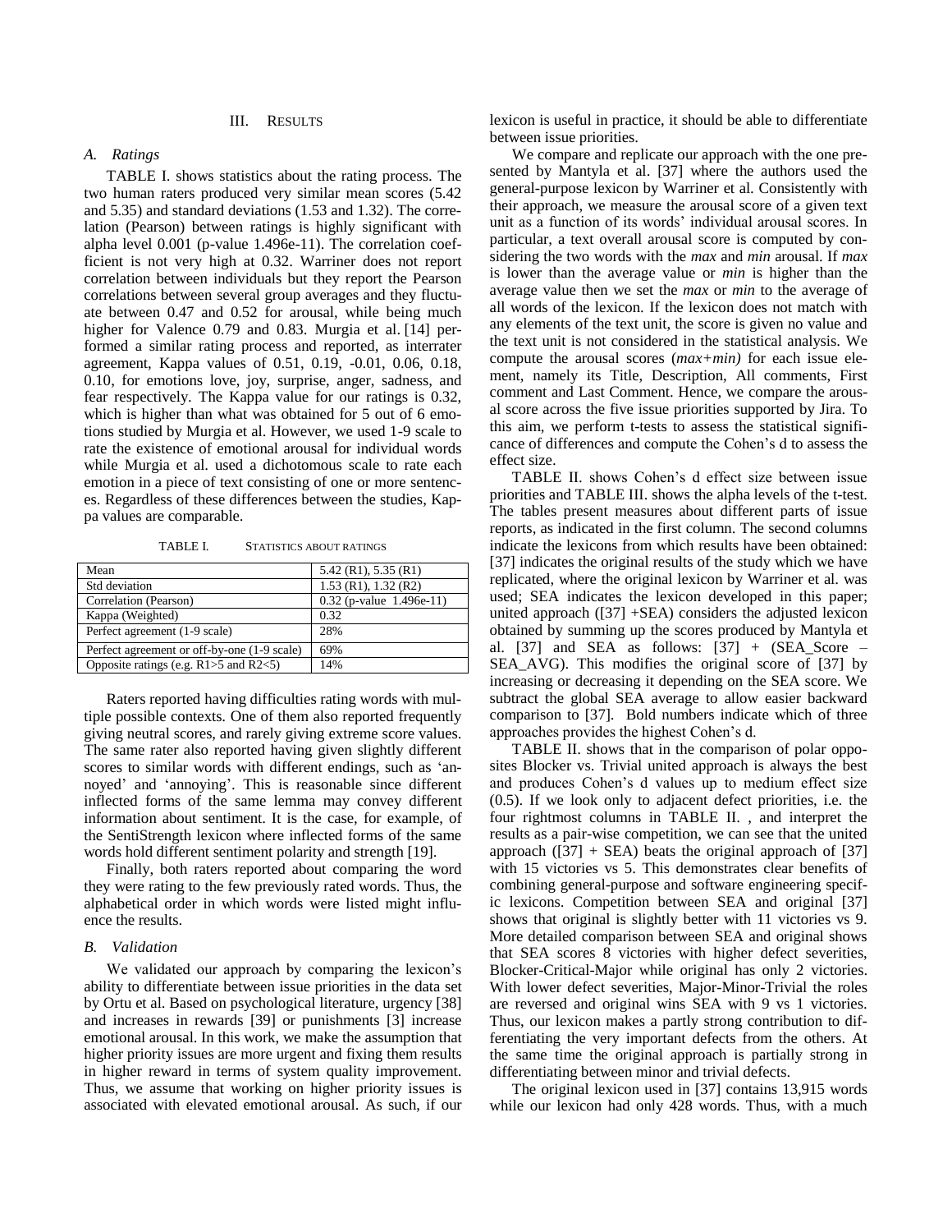## III. Results

### A. Ratings

TABLE I. shows statistics about the rating process. The two human raters produced very similar mean scores (5.42 and 5.35) and standard deviations (1.53 and 1.32). The correlation (Pearson) between ratings is highly significant with alpha level 0.001 (p-value 1.496e-11). The correlation coefficient is not very high at 0.32. Warriner does not report correlation between individuals but they report the Pearson correlations between several group averages and they fluctuate between 0.47 and 0.52 for arousal, while being much higher for Valence 0.79 and 0.83. Murgia et al. [14] performed a similar rating process and reported, as interrater agreement, Kappa values of 0.51, 0.19, -0.01, 0.06, 0.18, 0.10, for emotions love, joy, surprise, anger, sadness, and fear respectively. The Kappa value for our ratings is 0.32, which is higher than what was obtained for 5 out of 6 emotions studied by Murgia et al. However, we used 1-9 scale to rate the existence of emotional arousal for individual words while Murgia et al. used a dichotomous scale to rate each emotion in a piece of text consisting of one or more sentences. Regardless of these differences between the studies, Kappa values are comparable.

TABLE I. STATISTICS ABOUT RATINGS

| | |
|---|---|
| Mean | 5.42 (R1), 5.35 (R1) |
| Std deviation | 1.53 (R1), 1.32 (R2) |
| Correlation (Pearson) | 0.32 (p-value 1.496e-11) |
| Kappa (Weighted) | 0.32 |
| Perfect agreement (1-9 scale) | 28% |
| Perfect agreement or off-by-one (1-9 scale) | 69% |
| Opposite ratings (e.g. R1>5 and R2<5) | 14% |

Raters reported having difficulties rating words with multiple possible contexts. One of them also reported frequently giving neutral scores, and rarely giving extreme score values. The same rater also reported having given slightly different scores to similar words with different endings, such as 'annoyed' and 'annoying'. This is reasonable since different inflected forms of the same lemma may convey different information about sentiment. It is the case, for example, of the SentiStrength lexicon where inflected forms of the same words hold different sentiment polarity and strength [19].

Finally, both raters reported about comparing the word they were rating to the few previously rated words. Thus, the alphabetical order in which words were listed might influence the results.

### B. Validation

We validated our approach by comparing the lexicon's ability to differentiate between issue priorities in the data set by Ortu et al. Based on psychological literature, urgency [38] and increases in rewards [39] or punishments [3] increase emotional arousal. In this work, we make the assumption that higher priority issues are more urgent and fixing them results in higher reward in terms of system quality improvement. Thus, we assume that working on higher priority issues is associated with elevated emotional arousal. As such, if our lexicon is useful in practice, it should be able to differentiate between issue priorities.

We compare and replicate our approach with the one presented by Mantyla et al. [37] where the authors used the general-purpose lexicon by Warriner et al. Consistently with their approach, we measure the arousal score of a given text unit as a function of its words' individual arousal scores. In particular, a text overall arousal score is computed by considering the two words with the *max* and *min* arousal. If *max* is lower than the average value or *min* is higher than the average value then we set the *max* or *min* to the average of all words of the lexicon. If the lexicon does not match with any elements of the text unit, the score is given no value and the text unit is not considered in the statistical analysis. We compute the arousal scores (*max+min)* for each issue element, namely its Title, Description, All comments, First comment and Last Comment. Hence, we compare the arousal score across the five issue priorities supported by Jira. To this aim, we perform t-tests to assess the statistical significance of differences and compute the Cohen's d to assess the effect size.

TABLE II. shows Cohen's d effect size between issue priorities and TABLE III. shows the alpha levels of the t-test. The tables present measures about different parts of issue reports, as indicated in the first column. The second columns indicate the lexicons from which results have been obtained: [37] indicates the original results of the study which we have replicated, where the original lexicon by Warriner et al. was used; SEA indicates the lexicon developed in this paper; united approach ([37] +SEA) considers the adjusted lexicon obtained by summing up the scores produced by Mantyla et al. [37] and SEA as follows: [37] + (SEA_Score – SEA_AVG). This modifies the original score of [37] by increasing or decreasing it depending on the SEA score. We subtract the global SEA average to allow easier backward comparison to [37]. Bold numbers indicate which of three approaches provides the highest Cohen's d.

TABLE II. shows that in the comparison of polar opposites Blocker vs. Trivial united approach is always the best and produces Cohen's d values up to medium effect size (0.5). If we look only to adjacent defect priorities, i.e. the four rightmost columns in TABLE II. , and interpret the results as a pair-wise competition, we can see that the united approach ([37] + SEA) beats the original approach of [37] with 15 victories vs 5. This demonstrates clear benefits of combining general-purpose and software engineering specific lexicons. Competition between SEA and original [37] shows that original is slightly better with 11 victories vs 9. More detailed comparison between SEA and original shows that SEA scores 8 victories with higher defect severities, Blocker-Critical-Major while original has only 2 victories. With lower defect severities, Major-Minor-Trivial the roles are reversed and original wins SEA with 9 vs 1 victories. Thus, our lexicon makes a partly strong contribution to differentiating the very important defects from the others. At the same time the original approach is partially strong in differentiating between minor and trivial defects.

The original lexicon used in [37] contains 13,915 words while our lexicon had only 428 words. Thus, with a much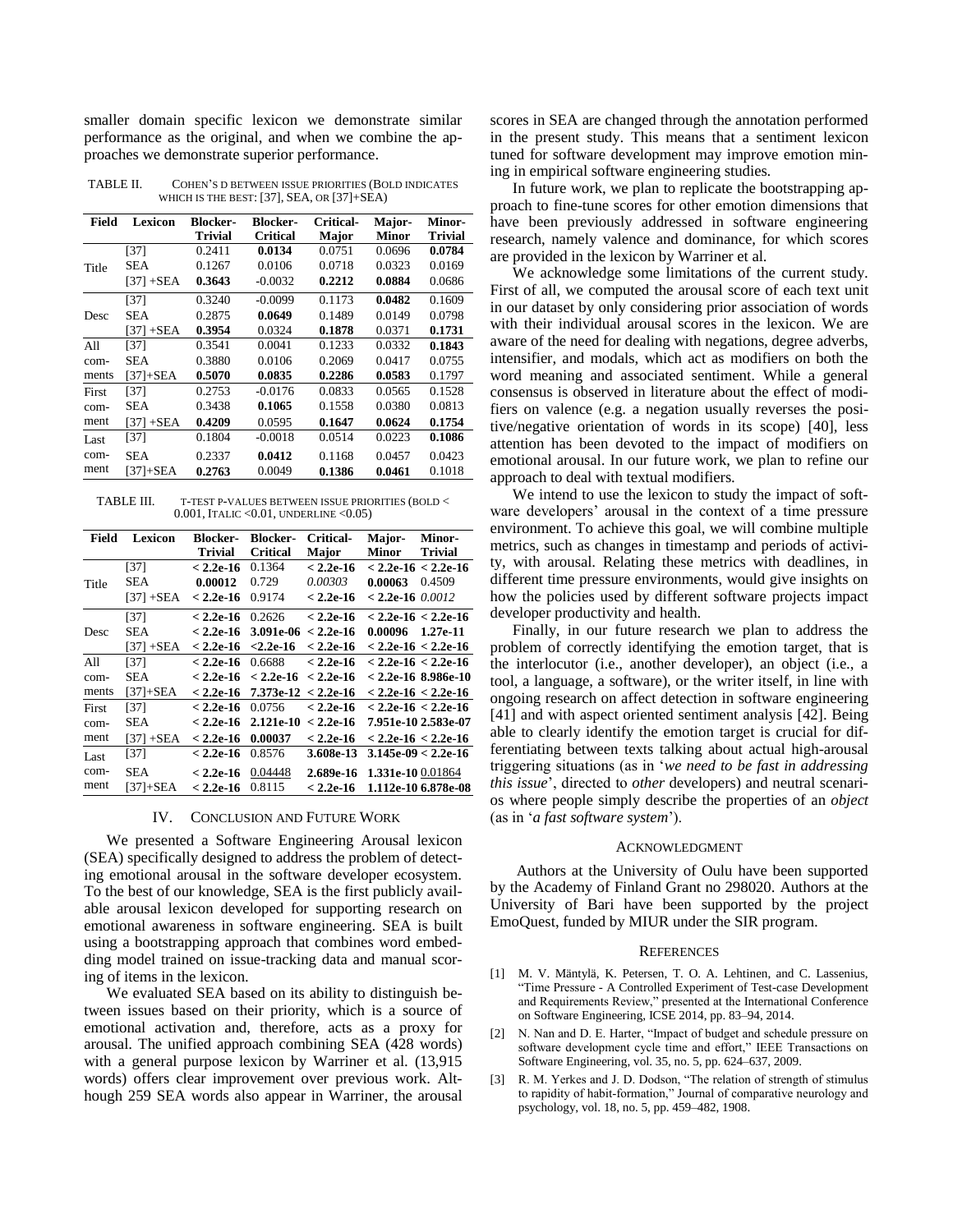smaller domain specific lexicon we demonstrate similar performance as the original, and when we combine the approaches we demonstrate superior performance.

TABLE II. COHEN'S D BETWEEN ISSUE PRIORITIES (BOLD INDICATES WHICH IS THE BEST: [37], SEA, OR [37]+SEA)

| Field | Lexicon | Blocker-Trivial | Blocker-Critical | Critical-Major | Major-Minor | Minor-Trivial |
|---|---|---|---|---|---|---|
| Title | [37] | 0.2411 | **0.0134** | 0.0751 | 0.0696 | **0.0784** |
| | SEA | 0.1267 | 0.0106 | 0.0718 | 0.0323 | 0.0169 |
| | [37] +SEA | **0.3643** | -0.0032 | **0.2212** | **0.0884** | 0.0686 |
| Desc | [37] | 0.3240 | -0.0099 | 0.1173 | **0.0482** | 0.1609 |
| | SEA | 0.2875 | **0.0649** | 0.1489 | 0.0149 | 0.0798 |
| | [37] +SEA | **0.3954** | 0.0324 | **0.1878** | 0.0371 | **0.1731** |
| All comments | [37] | 0.3541 | 0.0041 | 0.1233 | 0.0332 | **0.1843** |
| | SEA | 0.3880 | 0.0106 | 0.2069 | 0.0417 | 0.0755 |
| | [37]+SEA | **0.5070** | **0.0835** | **0.2286** | **0.0583** | 0.1797 |
| First comment | [37] | 0.2753 | -0.0176 | 0.0833 | 0.0565 | 0.1528 |
| | SEA | 0.3438 | **0.1065** | 0.1558 | 0.0380 | 0.0813 |
| | [37] +SEA | **0.4209** | 0.0595 | **0.1647** | **0.0624** | **0.1754** |
| Last comment | [37] | 0.1804 | -0.0018 | 0.0514 | 0.0223 | **0.1086** |
| | SEA | 0.2337 | **0.0412** | 0.1168 | 0.0457 | 0.0423 |
| | [37]+SEA | **0.2763** | 0.0049 | **0.1386** | **0.0461** | 0.1018 |

TABLE III. T-TEST P-VALUES BETWEEN ISSUE PRIORITIES (BOLD < 0.001, ITALIC <0.01, UNDERLINE <0.05)

| Field | Lexicon | Blocker-Trivial | Blocker-Critical | Critical-Major | Major-Minor | Minor-Trivial |
|---|---|---|---|---|---|---|
| Title | [37] | **< 2.2e-16** | 0.1364 | **< 2.2e-16** | **< 2.2e-16** | **< 2.2e-16** |
| | SEA | **0.00012** | 0.729 | *0.00303* | **0.00063** | 0.4509 |
| | [37] +SEA | **< 2.2e-16** | 0.9174 | **< 2.2e-16** | **< 2.2e-16** | *0.0012* |
| Desc | [37] | **< 2.2e-16** | 0.2626 | **< 2.2e-16** | **< 2.2e-16** | **< 2.2e-16** |
| | SEA | **< 2.2e-16** | **3.091e-06** | **< 2.2e-16** | **0.00096** | **1.27e-11** |
| | [37] +SEA | **< 2.2e-16** | **< 2.2e-16** | **< 2.2e-16** | **< 2.2e-16** | **< 2.2e-16** |
| All comments | [37] | **< 2.2e-16** | 0.6688 | **< 2.2e-16** | **< 2.2e-16** | **< 2.2e-16** |
| | SEA | **< 2.2e-16** | **< 2.2e-16** | **< 2.2e-16** | **< 2.2e-16** | **8.986e-10** |
| | [37]+SEA | **< 2.2e-16** | **7.373e-12** | **< 2.2e-16** | **< 2.2e-16** | **< 2.2e-16** |
| First comment | [37] | **< 2.2e-16** | 0.0756 | **< 2.2e-16** | **< 2.2e-16** | **< 2.2e-16** |
| | SEA | **< 2.2e-16** | **2.121e-10** | **< 2.2e-16** | **7.951e-10** | **2.583e-07** |
| | [37] +SEA | **< 2.2e-16** | **0.00037** | **< 2.2e-16** | **< 2.2e-16** | **< 2.2e-16** |
| Last comment | [37] | **< 2.2e-16** | 0.8576 | **3.608e-13** | **3.145e-09** | **< 2.2e-16** |
| | SEA | **< 2.2e-16** | <u>0.04448</u> | **2.689e-16** | **1.331e-10** | <u>0.01864</u> |
| | [37]+SEA | **< 2.2e-16** | 0.8115 | **< 2.2e-16** | **1.112e-10** | **6.878e-08** |

## IV. CONCLUSION AND FUTURE WORK

We presented a Software Engineering Arousal lexicon (SEA) specifically designed to address the problem of detecting emotional arousal in the software developer ecosystem. To the best of our knowledge, SEA is the first publicly available arousal lexicon developed for supporting research on emotional awareness in software engineering. SEA is built using a bootstrapping approach that combines word embedding model trained on issue-tracking data and manual scoring of items in the lexicon.

We evaluated SEA based on its ability to distinguish between issues based on their priority, which is a source of emotional activation and, therefore, acts as a proxy for arousal. The unified approach combining SEA (428 words) with a general purpose lexicon by Warriner et al. (13,915 words) offers clear improvement over previous work. Although 259 SEA words also appear in Warriner, the arousal scores in SEA are changed through the annotation performed in the present study. This means that a sentiment lexicon tuned for software development may improve emotion mining in empirical software engineering studies.

In future work, we plan to replicate the bootstrapping approach to fine-tune scores for other emotion dimensions that have been previously addressed in software engineering research, namely valence and dominance, for which scores are provided in the lexicon by Warriner et al.

We acknowledge some limitations of the current study. First of all, we computed the arousal score of each text unit in our dataset by only considering prior association of words with their individual arousal scores in the lexicon. We are aware of the need for dealing with negations, degree adverbs, intensifier, and modals, which act as modifiers on both the word meaning and associated sentiment. While a general consensus is observed in literature about the effect of modifiers on valence (e.g. a negation usually reverses the positive/negative orientation of words in its scope) [40], less attention has been devoted to the impact of modifiers on emotional arousal. In our future work, we plan to refine our approach to deal with textual modifiers.

We intend to use the lexicon to study the impact of software developers' arousal in the context of a time pressure environment. To achieve this goal, we will combine multiple metrics, such as changes in timestamp and periods of activity, with arousal. Relating these metrics with deadlines, in different time pressure environments, would give insights on how the policies used by different software projects impact developer productivity and health.

Finally, in our future research we plan to address the problem of correctly identifying the emotion target, that is the interlocutor (i.e., another developer), an object (i.e., a tool, a language, a software), or the writer itself, in line with ongoing research on affect detection in software engineering [41] and with aspect oriented sentiment analysis [42]. Being able to clearly identify the emotion target is crucial for differentiating between texts talking about actual high-arousal triggering situations (as in '*we need to be fast in addressing this issue*', directed to *other* developers) and neutral scenarios where people simply describe the properties of an *object* (as in '*a fast software system*').

## ACKNOWLEDGMENT

Authors at the University of Oulu have been supported by the Academy of Finland Grant no 298020. Authors at the University of Bari have been supported by the project EmoQuest, funded by MIUR under the SIR program.

## REFERENCES

[1] M. V. Mäntylä, K. Petersen, T. O. A. Lehtinen, and C. Lassenius, "Time Pressure - A Controlled Experiment of Test-case Development and Requirements Review," presented at the International Conference on Software Engineering, ICSE 2014, pp. 83–94, 2014.

[2] N. Nan and D. E. Harter, "Impact of budget and schedule pressure on software development cycle time and effort," IEEE Transactions on Software Engineering, vol. 35, no. 5, pp. 624–637, 2009.

[3] R. M. Yerkes and J. D. Dodson, "The relation of strength of stimulus to rapidity of habit-formation," Journal of comparative neurology and psychology, vol. 18, no. 5, pp. 459–482, 1908.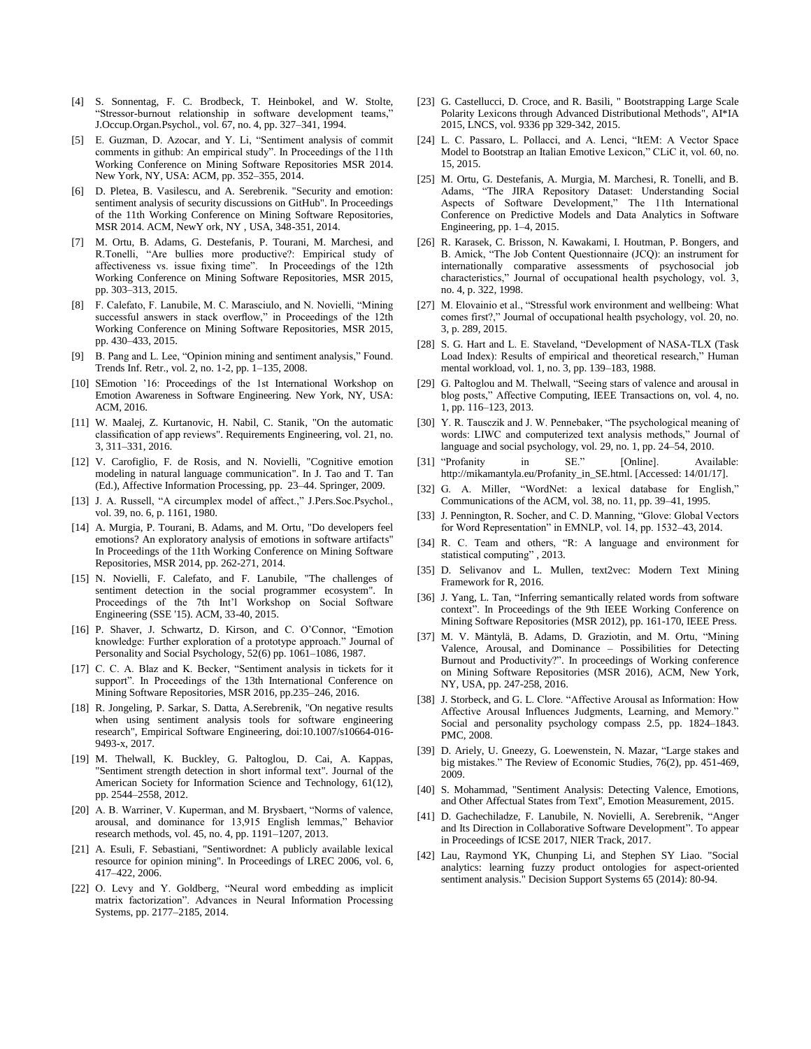[4] S. Sonnentag, F. C. Brodbeck, T. Heinbokel, and W. Stolte, "Stressor-burnout relationship in software development teams," J.Occup.Organ.Psychol., vol. 67, no. 4, pp. 327–341, 1994.

[5] E. Guzman, D. Azocar, and Y. Li, "Sentiment analysis of commit comments in github: An empirical study". In Proceedings of the 11th Working Conference on Mining Software Repositories MSR 2014. New York, NY, USA: ACM, pp. 352–355, 2014.

[6] D. Pletea, B. Vasilescu, and A. Serebrenik. "Security and emotion: sentiment analysis of security discussions on GitHub". In Proceedings of the 11th Working Conference on Mining Software Repositories, MSR 2014. ACM, NewY ork, NY , USA, 348-351, 2014.

[7] M. Ortu, B. Adams, G. Destefanis, P. Tourani, M. Marchesi, and R.Tonelli, "Are bullies more productive?: Empirical study of affectiveness vs. issue fixing time". In Proceedings of the 12th Working Conference on Mining Software Repositories, MSR 2015, pp. 303–313, 2015.

[8] F. Calefato, F. Lanubile, M. C. Marasciulo, and N. Novielli, "Mining successful answers in stack overflow," in Proceedings of the 12th Working Conference on Mining Software Repositories, MSR 2015, pp. 430–433, 2015.

[9] B. Pang and L. Lee, "Opinion mining and sentiment analysis," Found. Trends Inf. Retr., vol. 2, no. 1-2, pp. 1–135, 2008.

[10] SEmotion '16: Proceedings of the 1st International Workshop on Emotion Awareness in Software Engineering. New York, NY, USA: ACM, 2016.

[11] W. Maalej, Z. Kurtanovic, H. Nabil, C. Stanik, "On the automatic classification of app reviews". Requirements Engineering, vol. 21, no. 3, 311–331, 2016.

[12] V. Carofiglio, F. de Rosis, and N. Novielli, "Cognitive emotion modeling in natural language communication". In J. Tao and T. Tan (Ed.), Affective Information Processing, pp. 23–44. Springer, 2009.

[13] J. A. Russell, "A circumplex model of affect.," J.Pers.Soc.Psychol., vol. 39, no. 6, p. 1161, 1980.

[14] A. Murgia, P. Tourani, B. Adams, and M. Ortu, "Do developers feel emotions? An exploratory analysis of emotions in software artifacts" In Proceedings of the 11th Working Conference on Mining Software Repositories, MSR 2014, pp. 262-271, 2014.

[15] N. Novielli, F. Calefato, and F. Lanubile, "The challenges of sentiment detection in the social programmer ecosystem". In Proceedings of the 7th Int'l Workshop on Social Software Engineering (SSE '15). ACM, 33-40, 2015.

[16] P. Shaver, J. Schwartz, D. Kirson, and C. O'Connor, "Emotion knowledge: Further exploration of a prototype approach." Journal of Personality and Social Psychology, 52(6) pp. 1061–1086, 1987.

[17] C. C. A. Blaz and K. Becker, "Sentiment analysis in tickets for it support". In Proceedings of the 13th International Conference on Mining Software Repositories, MSR 2016, pp.235–246, 2016.

[18] R. Jongeling, P. Sarkar, S. Datta, A.Serebrenik, "On negative results when using sentiment analysis tools for software engineering research", Empirical Software Engineering, doi:10.1007/s10664-016-9493-x, 2017.

[19] M. Thelwall, K. Buckley, G. Paltoglou, D. Cai, A. Kappas, "Sentiment strength detection in short informal text". Journal of the American Society for Information Science and Technology, 61(12), pp. 2544–2558, 2012.

[20] A. B. Warriner, V. Kuperman, and M. Brysbaert, "Norms of valence, arousal, and dominance for 13,915 English lemmas," Behavior research methods, vol. 45, no. 4, pp. 1191–1207, 2013.

[21] A. Esuli, F. Sebastiani, "Sentiwordnet: A publicly available lexical resource for opinion mining". In Proceedings of LREC 2006, vol. 6, 417–422, 2006.

[22] O. Levy and Y. Goldberg, "Neural word embedding as implicit matrix factorization". Advances in Neural Information Processing Systems, pp. 2177–2185, 2014.

[23] G. Castellucci, D. Croce, and R. Basili, " Bootstrapping Large Scale Polarity Lexicons through Advanced Distributional Methods", AI*IA 2015, LNCS, vol. 9336 pp 329-342, 2015.

[24] L. C. Passaro, L. Pollacci, and A. Lenci, "ItEM: A Vector Space Model to Bootstrap an Italian Emotive Lexicon," CLiC it, vol. 60, no. 15, 2015.

[25] M. Ortu, G. Destefanis, A. Murgia, M. Marchesi, R. Tonelli, and B. Adams, "The JIRA Repository Dataset: Understanding Social Aspects of Software Development," The 11th International Conference on Predictive Models and Data Analytics in Software Engineering, pp. 1–4, 2015.

[26] R. Karasek, C. Brisson, N. Kawakami, I. Houtman, P. Bongers, and B. Amick, "The Job Content Questionnaire (JCQ): an instrument for internationally comparative assessments of psychosocial job characteristics," Journal of occupational health psychology, vol. 3, no. 4, p. 322, 1998.

[27] M. Elovainio et al., "Stressful work environment and wellbeing: What comes first?," Journal of occupational health psychology, vol. 20, no. 3, p. 289, 2015.

[28] S. G. Hart and L. E. Staveland, "Development of NASA-TLX (Task Load Index): Results of empirical and theoretical research," Human mental workload, vol. 1, no. 3, pp. 139–183, 1988.

[29] G. Paltoglou and M. Thelwall, "Seeing stars of valence and arousal in blog posts," Affective Computing, IEEE Transactions on, vol. 4, no. 1, pp. 116–123, 2013.

[30] Y. R. Tausczik and J. W. Pennebaker, "The psychological meaning of words: LIWC and computerized text analysis methods," Journal of language and social psychology, vol. 29, no. 1, pp. 24–54, 2010.

[31] "Profanity in SE." [Online]. Available: http://mikamantyla.eu/Profanity_in_SE.html. [Accessed: 14/01/17].

[32] G. A. Miller, "WordNet: a lexical database for English," Communications of the ACM, vol. 38, no. 11, pp. 39–41, 1995.

[33] J. Pennington, R. Socher, and C. D. Manning, "Glove: Global Vectors for Word Representation" in EMNLP, vol. 14, pp. 1532–43, 2014.

[34] R. C. Team and others, "R: A language and environment for statistical computing" , 2013.

[35] D. Selivanov and L. Mullen, text2vec: Modern Text Mining Framework for R, 2016.

[36] J. Yang, L. Tan, "Inferring semantically related words from software context". In Proceedings of the 9th IEEE Working Conference on Mining Software Repositories (MSR 2012), pp. 161-170, IEEE Press.

[37] M. V. Mäntylä, B. Adams, D. Graziotin, and M. Ortu, "Mining Valence, Arousal, and Dominance – Possibilities for Detecting Burnout and Productivity?". In proceedings of Working conference on Mining Software Repositories (MSR 2016), ACM, New York, NY, USA, pp. 247-258, 2016.

[38] J. Storbeck, and G. L. Clore. "Affective Arousal as Information: How Affective Arousal Influences Judgments, Learning, and Memory." Social and personality psychology compass 2.5, pp. 1824–1843. PMC, 2008.

[39] D. Ariely, U. Gneezy, G. Loewenstein, N. Mazar, "Large stakes and big mistakes." The Review of Economic Studies, 76(2), pp. 451-469, 2009.

[40] S. Mohammad, "Sentiment Analysis: Detecting Valence, Emotions, and Other Affectual States from Text", Emotion Measurement, 2015.

[41] D. Gachechiladze, F. Lanubile, N. Novielli, A. Serebrenik, "Anger and Its Direction in Collaborative Software Development". To appear in Proceedings of ICSE 2017, NIER Track, 2017.

[42] Lau, Raymond YK, Chunping Li, and Stephen SY Liao. "Social analytics: learning fuzzy product ontologies for aspect-oriented sentiment analysis." Decision Support Systems 65 (2014): 80-94.